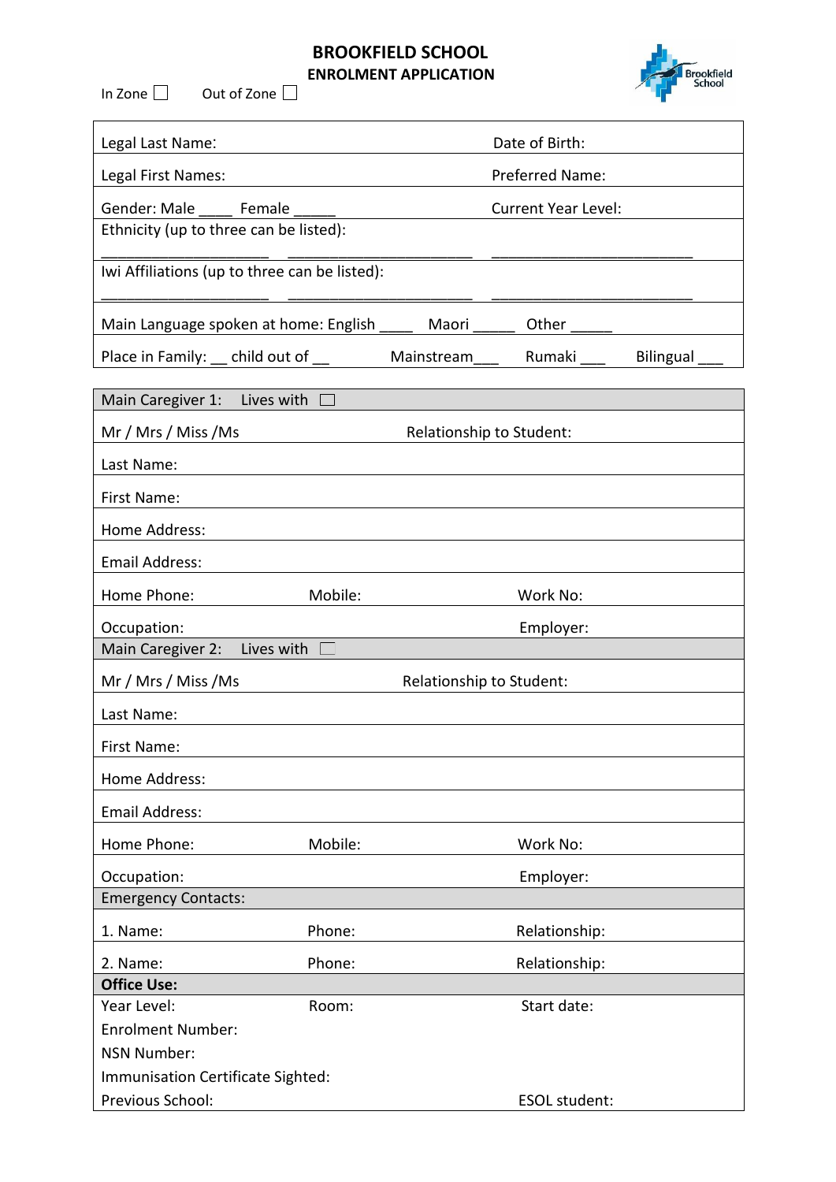# BROOKFIELD SCHOOL

**ENROLMENT APPLICATION**

In Zone ☐ Out of Zone ☐

| | |
|---|---|
| Legal Last Name: | Date of Birth: |
| Legal First Names: | Preferred Name: |
| Gender: Male ____ Female _____ | Current Year Level: |
| Ethnicity (up to three can be listed):<br>____________________ ______________________ ________________________ | |
| Iwi Affiliations (up to three can be listed):<br>____________________ ______________________ ________________________ | |
| Main Language spoken at home: English ____ Maori _____ Other _____ | |
| Place in Family: __ child out of __ Mainstream___ Rumaki ___ Bilingual ___ | |

| | | |
|---|---|---|
| **Main Caregiver 1:** Lives with ☐ | | |
| Mr / Mrs / Miss /Ms | Relationship to Student: | |
| Last Name: | | |
| First Name: | | |
| Home Address: | | |
| Email Address: | | |
| Home Phone: | Mobile: | Work No: |
| Occupation: | | Employer: |
| **Main Caregiver 2:** Lives with ☐ | | |
| Mr / Mrs / Miss /Ms | Relationship to Student: | |
| Last Name: | | |
| First Name: | | |
| Home Address: | | |
| Email Address: | | |
| Home Phone: | Mobile: | Work No: |
| Occupation: | | Employer: |
| **Emergency Contacts:** | | |
| 1. Name: | Phone: | Relationship: |
| 2. Name: | Phone: | Relationship: |
| **Office Use:** | | |
| Year Level: | Room: | Start date: |
| Enrolment Number: | | |
| NSN Number: | | |
| Immunisation Certificate Sighted: | | |
| Previous School: | | ESOL student: |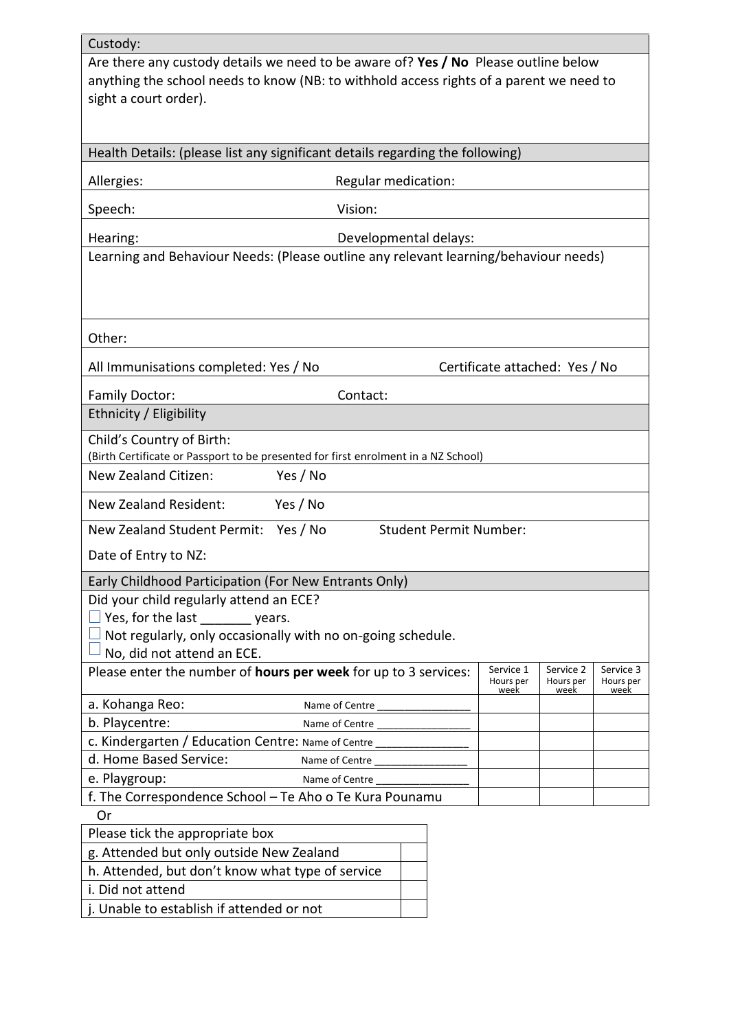**Custody:**

Are there any custody details we need to be aware of? **Yes / No** Please outline below anything the school needs to know (NB: to withhold access rights of a parent we need to sight a court order).

**Health Details: (please list any significant details regarding the following)**

Allergies: Regular medication:

Speech: Vision:

Hearing: Developmental delays:

Learning and Behaviour Needs: (Please outline any relevant learning/behaviour needs)

Other:

All Immunisations completed: Yes / No Certificate attached: Yes / No

Family Doctor: Contact:

**Ethnicity / Eligibility**

Child's Country of Birth:
(Birth Certificate or Passport to be presented for first enrolment in a NZ School)

New Zealand Citizen: Yes / No

New Zealand Resident: Yes / No

New Zealand Student Permit: Yes / No Student Permit Number:

Date of Entry to NZ:

**Early Childhood Participation (For New Entrants Only)**

Did your child regularly attend an ECE?

- ☐ Yes, for the last _______ years.
- ☐ Not regularly, only occasionally with no on-going schedule.
- ☐ No, did not attend an ECE.

| Please enter the number of **hours per week** for up to 3 services: | Service 1 Hours per week | Service 2 Hours per week | Service 3 Hours per week |
|---|---|---|---|
| a. Kohanga Reo: Name of Centre _______________ | | | |
| b. Playcentre: Name of Centre _______________ | | | |
| c. Kindergarten / Education Centre: Name of Centre _______________ | | | |
| d. Home Based Service: Name of Centre _______________ | | | |
| e. Playgroup: Name of Centre _______________ | | | |
| f. The Correspondence School – Te Aho o Te Kura Pounamu | | | |

Or

| Please tick the appropriate box | |
|---|---|
| g. Attended but only outside New Zealand | |
| h. Attended, but don't know what type of service | |
| i. Did not attend | |
| j. Unable to establish if attended or not | |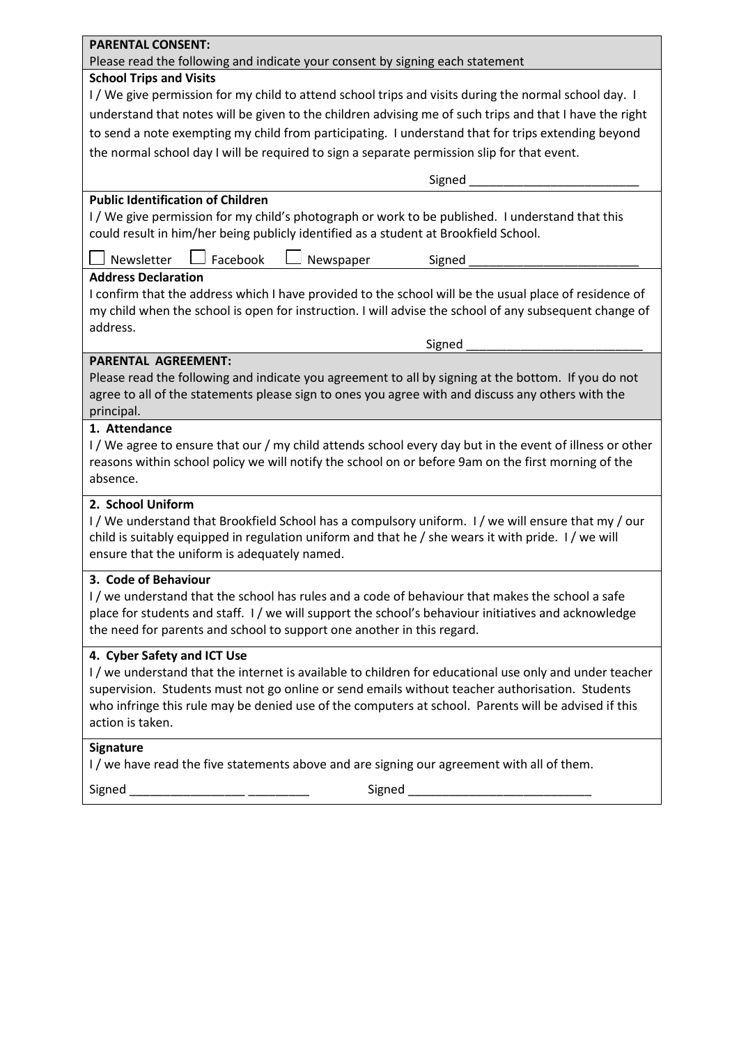**PARENTAL CONSENT:**

Please read the following and indicate your consent by signing each statement

**School Trips and Visits**

I / We give permission for my child to attend school trips and visits during the normal school day. I understand that notes will be given to the children advising me of such trips and that I have the right to send a note exempting my child from participating. I understand that for trips extending beyond the normal school day I will be required to sign a separate permission slip for that event.

Signed _________________________

**Public Identification of Children**

I / We give permission for my child's photograph or work to be published. I understand that this could result in him/her being publicly identified as a student at Brookfield School.

☐ Newsletter ☐ Facebook ☐ Newspaper Signed _________________________

**Address Declaration**

I confirm that the address which I have provided to the school will be the usual place of residence of my child when the school is open for instruction. I will advise the school of any subsequent change of address.

Signed __________________________

**PARENTAL AGREEMENT:**

Please read the following and indicate you agreement to all by signing at the bottom. If you do not agree to all of the statements please sign to ones you agree with and discuss any others with the principal.

**1. Attendance**

I / We agree to ensure that our / my child attends school every day but in the event of illness or other reasons within school policy we will notify the school on or before 9am on the first morning of the absence.

**2. School Uniform**

I / We understand that Brookfield School has a compulsory uniform. I / we will ensure that my / our child is suitably equipped in regulation uniform and that he / she wears it with pride. I / we will ensure that the uniform is adequately named.

**3. Code of Behaviour**

I / we understand that the school has rules and a code of behaviour that makes the school a safe place for students and staff. I / we will support the school's behaviour initiatives and acknowledge the need for parents and school to support one another in this regard.

**4. Cyber Safety and ICT Use**

I / we understand that the internet is available to children for educational use only and under teacher supervision. Students must not go online or send emails without teacher authorisation. Students who infringe this rule may be denied use of the computers at school. Parents will be advised if this action is taken.

**Signature**

I / we have read the five statements above and are signing our agreement with all of them.

Signed _________________ _________ Signed ___________________________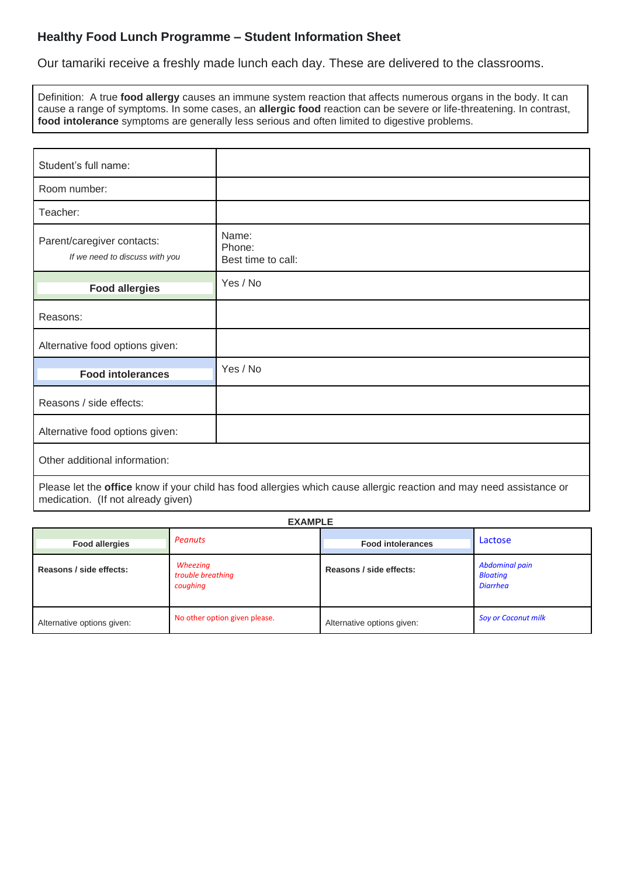## Healthy Food Lunch Programme – Student Information Sheet

Our tamariki receive a freshly made lunch each day. These are delivered to the classrooms.

Definition: A true **food allergy** causes an immune system reaction that affects numerous organs in the body. It can cause a range of symptoms. In some cases, an **allergic food** reaction can be severe or life-threatening. In contrast, **food intolerance** symptoms are generally less serious and often limited to digestive problems.

| | |
|---|---|
| Student's full name: | |
| Room number: | |
| Teacher: | |
| Parent/caregiver contacts: *If we need to discuss with you* | Name:<br>Phone:<br>Best time to call: |
| **Food allergies** | Yes / No |
| Reasons: | |
| Alternative food options given: | |
| **Food intolerances** | Yes / No |
| Reasons / side effects: | |
| Alternative food options given: | |
| Other additional information: | |

Please let the **office** know if your child has food allergies which cause allergic reaction and may need assistance or medication. (If not already given)

**EXAMPLE**

| **Food allergies** | *Peanuts* | **Food intolerances** | Lactose |
|---|---|---|---|
| **Reasons / side effects:** | *Wheezing*<br>*trouble breathing*<br>*coughing* | **Reasons / side effects:** | *Abdominal pain*<br>*Bloating*<br>*Diarrhea* |
| Alternative options given: | No other option given please. | Alternative options given: | *Soy or Coconut milk* |